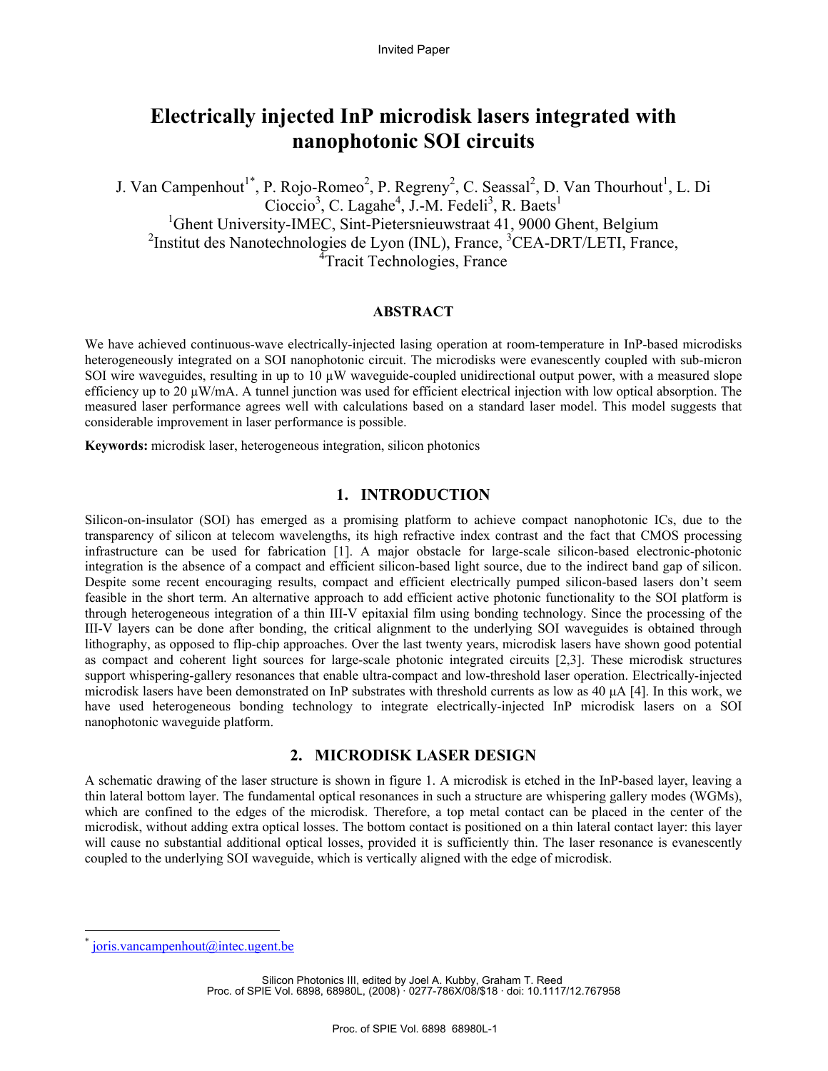Invited Paper

# Electrically injected InP microdisk lasers integrated with nanophotonic SOI circuits

J. Van Campenhout[1*], P. Rojo-Romeo[2], P. Regreny[2], C. Seassal[2], D. Van Thourhout[1], L. Di Cioccio[3], C. Lagahe[4], J.-M. Fedeli[3], R. Baets[1]

[1]Ghent University-IMEC, Sint-Pietersnieuwstraat 41, 9000 Ghent, Belgium
[2]Institut des Nanotechnologies de Lyon (INL), France, [3]CEA-DRT/LETI, France,
[4]Tracit Technologies, France

### ABSTRACT

We have achieved continuous-wave electrically-injected lasing operation at room-temperature in InP-based microdisks heterogeneously integrated on a SOI nanophotonic circuit. The microdisks were evanescently coupled with sub-micron SOI wire waveguides, resulting in up to 10 µW waveguide-coupled unidirectional output power, with a measured slope efficiency up to 20 µW/mA. A tunnel junction was used for efficient electrical injection with low optical absorption. The measured laser performance agrees well with calculations based on a standard laser model. This model suggests that considerable improvement in laser performance is possible.

**Keywords:** microdisk laser, heterogeneous integration, silicon photonics

## 1. INTRODUCTION

Silicon-on-insulator (SOI) has emerged as a promising platform to achieve compact nanophotonic ICs, due to the transparency of silicon at telecom wavelengths, its high refractive index contrast and the fact that CMOS processing infrastructure can be used for fabrication [1]. A major obstacle for large-scale silicon-based electronic-photonic integration is the absence of a compact and efficient silicon-based light source, due to the indirect band gap of silicon. Despite some recent encouraging results, compact and efficient electrically pumped silicon-based lasers don't seem feasible in the short term. An alternative approach to add efficient active photonic functionality to the SOI platform is through heterogeneous integration of a thin III-V epitaxial film using bonding technology. Since the processing of the III-V layers can be done after bonding, the critical alignment to the underlying SOI waveguides is obtained through lithography, as opposed to flip-chip approaches. Over the last twenty years, microdisk lasers have shown good potential as compact and coherent light sources for large-scale photonic integrated circuits [2,3]. These microdisk structures support whispering-gallery resonances that enable ultra-compact and low-threshold laser operation. Electrically-injected microdisk lasers have been demonstrated on InP substrates with threshold currents as low as 40 µA [4]. In this work, we have used heterogeneous bonding technology to integrate electrically-injected InP microdisk lasers on a SOI nanophotonic waveguide platform.

## 2. MICRODISK LASER DESIGN

A schematic drawing of the laser structure is shown in figure 1. A microdisk is etched in the InP-based layer, leaving a thin lateral bottom layer. The fundamental optical resonances in such a structure are whispering gallery modes (WGMs), which are confined to the edges of the microdisk. Therefore, a top metal contact can be placed in the center of the microdisk, without adding extra optical losses. The bottom contact is positioned on a thin lateral contact layer: this layer will cause no substantial additional optical losses, provided it is sufficiently thin. The laser resonance is evanescently coupled to the underlying SOI waveguide, which is vertically aligned with the edge of microdisk.

[*] joris.vancampenhout@intec.ugent.be

Silicon Photonics III, edited by Joel A. Kubby, Graham T. Reed
Proc. of SPIE Vol. 6898, 68980L, (2008) · 0277-786X/08/$18 · doi: 10.1117/12.767958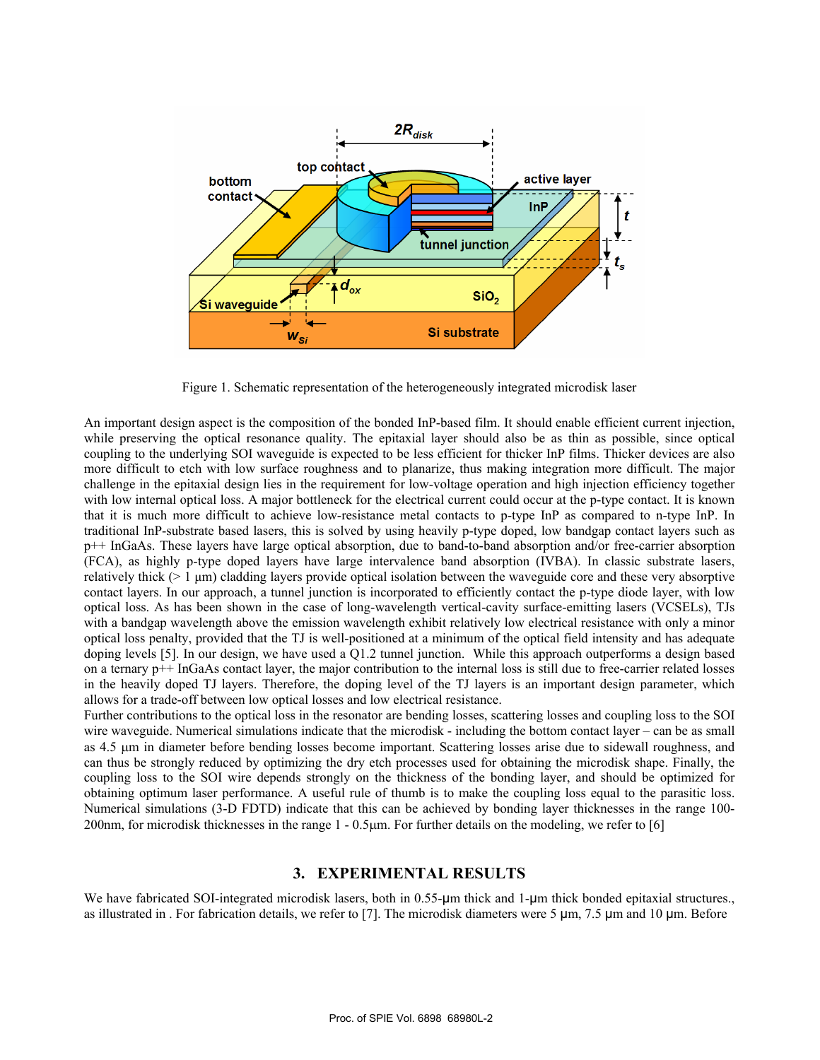Figure 1. Schematic representation of the heterogeneously integrated microdisk laser

An important design aspect is the composition of the bonded InP-based film. It should enable efficient current injection, while preserving the optical resonance quality. The epitaxial layer should also be as thin as possible, since optical coupling to the underlying SOI waveguide is expected to be less efficient for thicker InP films. Thicker devices are also more difficult to etch with low surface roughness and to planarize, thus making integration more difficult. The major challenge in the epitaxial design lies in the requirement for low-voltage operation and high injection efficiency together with low internal optical loss. A major bottleneck for the electrical current could occur at the p-type contact. It is known that it is much more difficult to achieve low-resistance metal contacts to p-type InP as compared to n-type InP. In traditional InP-substrate based lasers, this is solved by using heavily p-type doped, low bandgap contact layers such as p++ InGaAs. These layers have large optical absorption, due to band-to-band absorption and/or free-carrier absorption (FCA), as highly p-type doped layers have large intervalence band absorption (IVBA). In classic substrate lasers, relatively thick (> 1 µm) cladding layers provide optical isolation between the waveguide core and these very absorptive contact layers. In our approach, a tunnel junction is incorporated to efficiently contact the p-type diode layer, with low optical loss. As has been shown in the case of long-wavelength vertical-cavity surface-emitting lasers (VCSELs), TJs with a bandgap wavelength above the emission wavelength exhibit relatively low electrical resistance with only a minor optical loss penalty, provided that the TJ is well-positioned at a minimum of the optical field intensity and has adequate doping levels [5]. In our design, we have used a Q1.2 tunnel junction. While this approach outperforms a design based on a ternary p++ InGaAs contact layer, the major contribution to the internal loss is still due to free-carrier related losses in the heavily doped TJ layers. Therefore, the doping level of the TJ layers is an important design parameter, which allows for a trade-off between low optical losses and low electrical resistance.

Further contributions to the optical loss in the resonator are bending losses, scattering losses and coupling loss to the SOI wire waveguide. Numerical simulations indicate that the microdisk - including the bottom contact layer – can be as small as 4.5 µm in diameter before bending losses become important. Scattering losses arise due to sidewall roughness, and can thus be strongly reduced by optimizing the dry etch processes used for obtaining the microdisk shape. Finally, the coupling loss to the SOI wire depends strongly on the thickness of the bonding layer, and should be optimized for obtaining optimum laser performance. A useful rule of thumb is to make the coupling loss equal to the parasitic loss. Numerical simulations (3-D FDTD) indicate that this can be achieved by bonding layer thicknesses in the range 100-200nm, for microdisk thicknesses in the range 1 - 0.5µm. For further details on the modeling, we refer to [6]

## 3. EXPERIMENTAL RESULTS

We have fabricated SOI-integrated microdisk lasers, both in 0.55-µm thick and 1-µm thick bonded epitaxial structures., as illustrated in . For fabrication details, we refer to [7]. The microdisk diameters were 5 µm, 7.5 µm and 10 µm. Before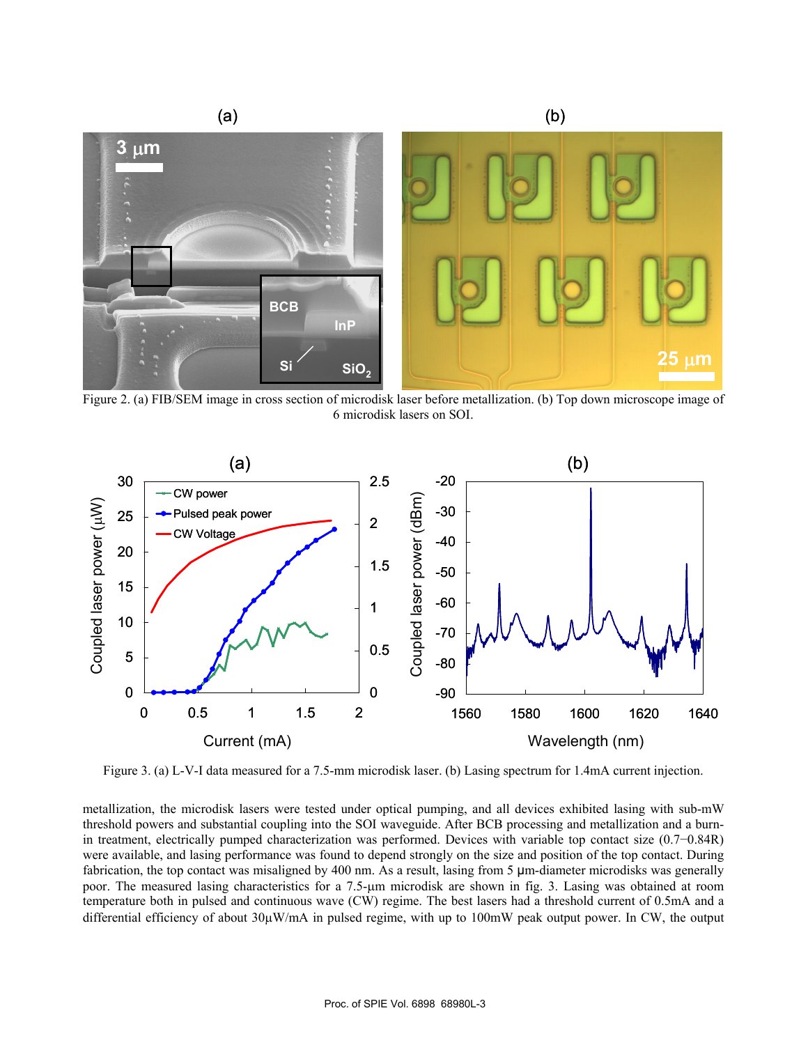Figure 2. (a) FIB/SEM image in cross section of microdisk laser before metallization. (b) Top down microscope image of 6 microdisk lasers on SOI.

Figure 3. (a) L-V-I data measured for a 7.5-mm microdisk laser. (b) Lasing spectrum for 1.4mA current injection.

metallization, the microdisk lasers were tested under optical pumping, and all devices exhibited lasing with sub-mW threshold powers and substantial coupling into the SOI waveguide. After BCB processing and metallization and a burn-in treatment, electrically pumped characterization was performed. Devices with variable top contact size (0.7−0.84R) were available, and lasing performance was found to depend strongly on the size and position of the top contact. During fabrication, the top contact was misaligned by 400 nm. As a result, lasing from 5 μm-diameter microdisks was generally poor. The measured lasing characteristics for a 7.5-μm microdisk are shown in fig. 3. Lasing was obtained at room temperature both in pulsed and continuous wave (CW) regime. The best lasers had a threshold current of 0.5mA and a differential efficiency of about 30μW/mA in pulsed regime, with up to 100mW peak output power. In CW, the output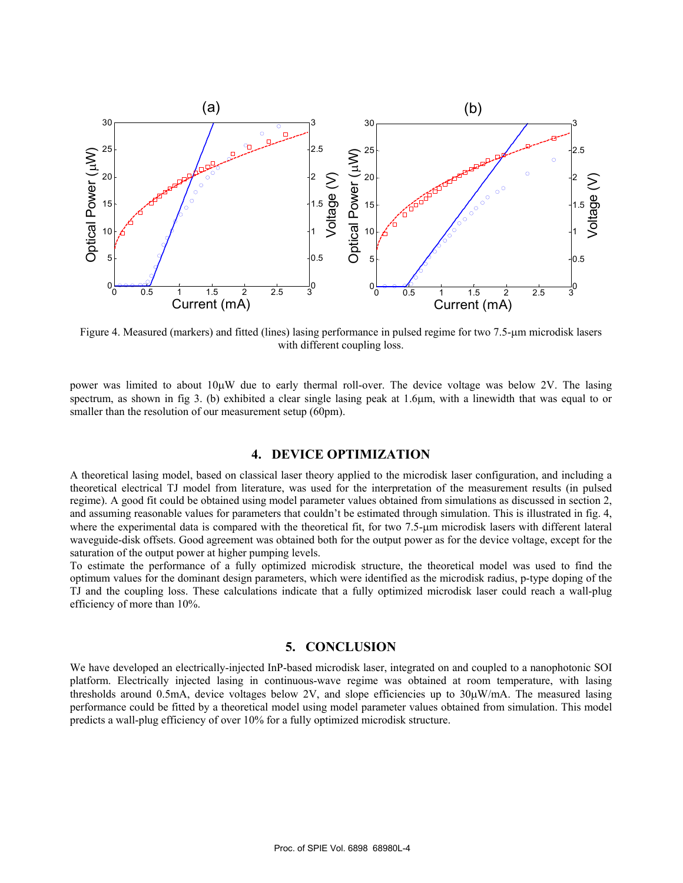Figure 4. Measured (markers) and fitted (lines) lasing performance in pulsed regime for two 7.5-μm microdisk lasers with different coupling loss.

power was limited to about 10μW due to early thermal roll-over. The device voltage was below 2V. The lasing spectrum, as shown in fig 3. (b) exhibited a clear single lasing peak at 1.6μm, with a linewidth that was equal to or smaller than the resolution of our measurement setup (60pm).

## 4. DEVICE OPTIMIZATION

A theoretical lasing model, based on classical laser theory applied to the microdisk laser configuration, and including a theoretical electrical TJ model from literature, was used for the interpretation of the measurement results (in pulsed regime). A good fit could be obtained using model parameter values obtained from simulations as discussed in section 2, and assuming reasonable values for parameters that couldn't be estimated through simulation. This is illustrated in fig. 4, where the experimental data is compared with the theoretical fit, for two 7.5-μm microdisk lasers with different lateral waveguide-disk offsets. Good agreement was obtained both for the output power as for the device voltage, except for the saturation of the output power at higher pumping levels.

To estimate the performance of a fully optimized microdisk structure, the theoretical model was used to find the optimum values for the dominant design parameters, which were identified as the microdisk radius, p-type doping of the TJ and the coupling loss. These calculations indicate that a fully optimized microdisk laser could reach a wall-plug efficiency of more than 10%.

## 5. CONCLUSION

We have developed an electrically-injected InP-based microdisk laser, integrated on and coupled to a nanophotonic SOI platform. Electrically injected lasing in continuous-wave regime was obtained at room temperature, with lasing thresholds around 0.5mA, device voltages below 2V, and slope efficiencies up to 30μW/mA. The measured lasing performance could be fitted by a theoretical model using model parameter values obtained from simulation. This model predicts a wall-plug efficiency of over 10% for a fully optimized microdisk structure.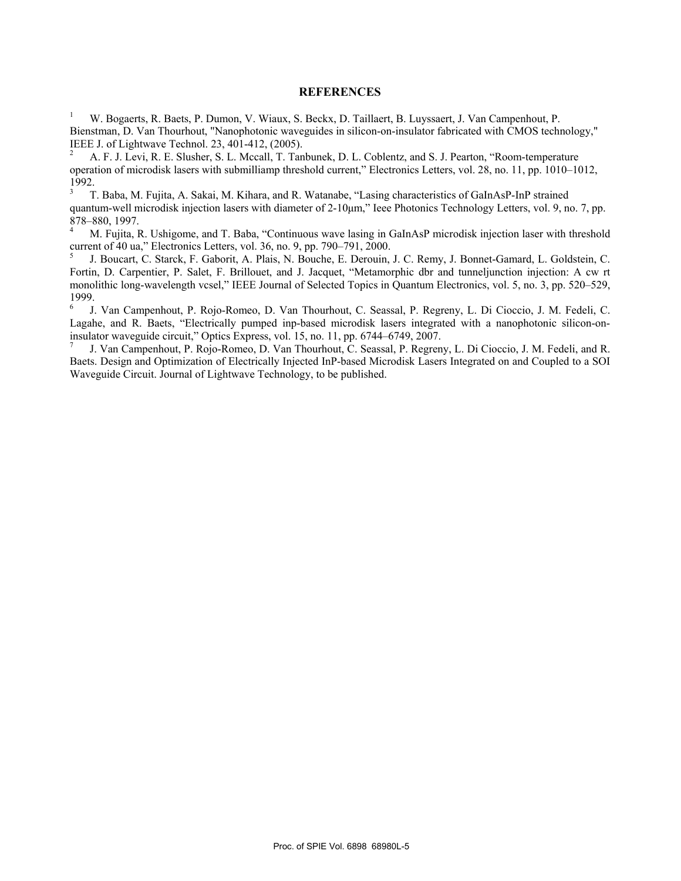## REFERENCES

1. W. Bogaerts, R. Baets, P. Dumon, V. Wiaux, S. Beckx, D. Taillaert, B. Luyssaert, J. Van Campenhout, P. Bienstman, D. Van Thourhout, "Nanophotonic waveguides in silicon-on-insulator fabricated with CMOS technology," IEEE J. of Lightwave Technol. 23, 401-412, (2005).
2. A. F. J. Levi, R. E. Slusher, S. L. Mccall, T. Tanbunek, D. L. Coblentz, and S. J. Pearton, "Room-temperature operation of microdisk lasers with submilliamp threshold current," Electronics Letters, vol. 28, no. 11, pp. 1010–1012, 1992.
3. T. Baba, M. Fujita, A. Sakai, M. Kihara, and R. Watanabe, "Lasing characteristics of GaInAsP-InP strained quantum-well microdisk injection lasers with diameter of 2-10µm," Ieee Photonics Technology Letters, vol. 9, no. 7, pp. 878–880, 1997.
4. M. Fujita, R. Ushigome, and T. Baba, "Continuous wave lasing in GaInAsP microdisk injection laser with threshold current of 40 ua," Electronics Letters, vol. 36, no. 9, pp. 790–791, 2000.
5. J. Boucart, C. Starck, F. Gaborit, A. Plais, N. Bouche, E. Derouin, J. C. Remy, J. Bonnet-Gamard, L. Goldstein, C. Fortin, D. Carpentier, P. Salet, F. Brillouet, and J. Jacquet, "Metamorphic dbr and tunneljunction injection: A cw rt monolithic long-wavelength vcsel," IEEE Journal of Selected Topics in Quantum Electronics, vol. 5, no. 3, pp. 520–529, 1999.
6. J. Van Campenhout, P. Rojo-Romeo, D. Van Thourhout, C. Seassal, P. Regreny, L. Di Cioccio, J. M. Fedeli, C. Lagahe, and R. Baets, "Electrically pumped inp-based microdisk lasers integrated with a nanophotonic silicon-on-insulator waveguide circuit," Optics Express, vol. 15, no. 11, pp. 6744–6749, 2007.
7. J. Van Campenhout, P. Rojo-Romeo, D. Van Thourhout, C. Seassal, P. Regreny, L. Di Cioccio, J. M. Fedeli, and R. Baets. Design and Optimization of Electrically Injected InP-based Microdisk Lasers Integrated on and Coupled to a SOI Waveguide Circuit. Journal of Lightwave Technology, to be published.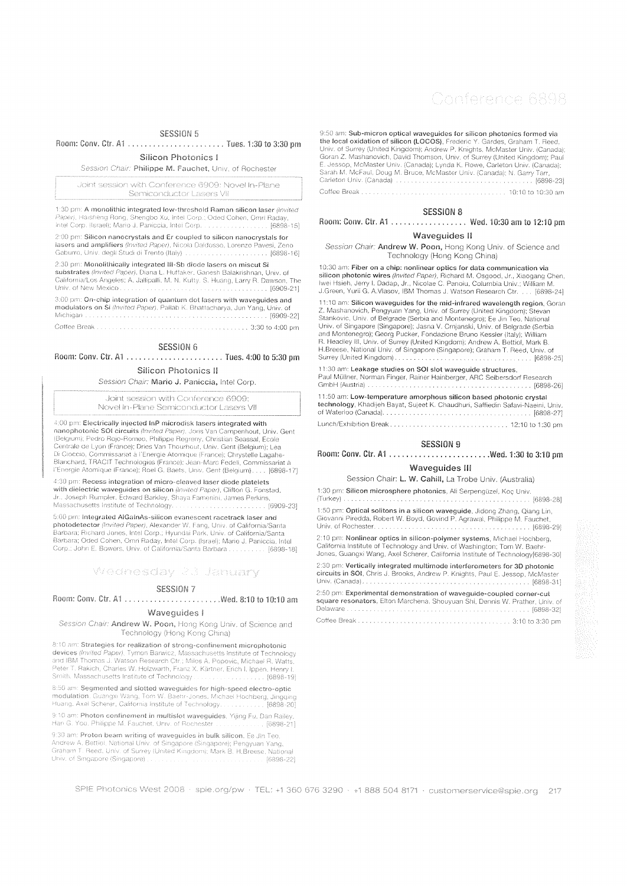# Conference 6898

## SESSION 5

**Room: Conv. Ctr. A1 . . . . . . . . . . . . . . . . . . . . . . Tues. 1:30 to 3:30 pm**

### Silicon Photonics I

*Session Chair:* **Philippe M. Fauchet**, Univ. of Rochester

Joint session with Conference 6909: Novel In-Plane Semiconductor Lasers VII

1:30 pm: **A monolithic integrated low-threshold Raman silicon laser** *(Invited Paper)*, Haisheng Rong, Shengbo Xu, Intel Corp.; Oded Cohen, Omri Raday, Intel Corp. (Israel); Mario J. Paniccia, Intel Corp. . . . . . . . . . . . . . . . [6898-15]

2:00 pm: **Silicon nanocrystals and Er coupled to silicon nanocrystals for lasers and amplifiers** *(Invited Paper)*, Nicola Daldosso, Lorenzo Pavesi, Zeno Gaburro, Univ. degli Studi di Trento (Italy) . . . . . . . . . . . . . . . . . . . . . . [6898-16]

2:30 pm: **Monolithically integrated III-Sb diode lasers on miscut Si substrates** *(Invited Paper)*, Diana L. Huffaker, Ganesh Balakrishnan, Univ. of California/Los Angeles; A. Jallipalli, M. N. Kutty, S. Huang, Larry R. Dawson, The Univ. of New Mexico . . . . . . . . . . . . . . . . . . . . . . . . . . . . . . . . . . . . . [6909-21]

3:00 pm: **On-chip integration of quantum dot lasers with waveguides and modulators on Si** *(Invited Paper)*, Pallab K. Bhattacharya, Jun Yang, Univ. of Michigan . . . . . . . . . . . . . . . . . . . . . . . . . . . . . . . . . . . . . . . . . . . . . . . [6909-22]

Coffee Break . . . . . . . . . . . . . . . . . . . . . . . . . . . . . . . . . . . . . . . 3:30 to 4:00 pm

## SESSION 6

**Room: Conv. Ctr. A1 . . . . . . . . . . . . . . . . . . . . . . Tues. 4:00 to 5:30 pm**

### Silicon Photonics II

*Session Chair:* **Mario J. Paniccia**, Intel Corp.

Joint session with Conference 6909: Novel In-Plane Semiconductor Lasers VII

4:00 pm: **Electrically injected InP microdisk lasers integrated with nanophotonic SOI circuits** *(Invited Paper)*, Joris Van Campenhout, Univ. Gent (Belgium); Pedro Rojo-Romeo, Philippe Regreny, Christian Seassal, Ecole Centrale de Lyon (France); Dries Van Thourhout, Univ. Gent (Belgium); Lea Di Cioccio, Commissariat à l'Energie Atomique (France); Chrystelle Lagahe-Blanchard, TRACIT Technologies (France); Jean-Marc Fedeli, Commissariat à l'Energie Atomique (France); Roel G. Baets, Univ. Gent (Belgium). . . . [6898-17]

4:30 pm: **Recess integration of micro-cleaved laser diode platelets with dielectric waveguides on silicon** *(Invited Paper)*, Clifton G. Fonstad, Jr., Joseph Rumpler, Edward Barkley, Shaya Famenini, James Perkins, Massachusetts Institute of Technology. . . . . . . . . . . . . . . . . . . . . . . [6909-23]

5:00 pm: **Integrated AlGaInAs-silicon evanescent racetrack laser and photodetector** *(Invited Paper)*, Alexander W. Fang, Univ. of California/Santa Barbara; Richard Jones, Intel Corp.; Hyundai Park, Univ. of California/Santa Barbara; Oded Cohen, Omri Raday, Intel Corp. (Israel); Mario J. Paniccia, Intel Corp.; John E. Bowers, Univ. of California/Santa Barbara . . . . . . . . . . [6898-18]

## Wednesday 23 January

## SESSION 7

**Room: Conv. Ctr. A1 . . . . . . . . . . . . . . . . . . . . . . Wed. 8:10 to 10:10 am**

### Waveguides I

*Session Chair:* **Andrew W. Poon**, Hong Kong Univ. of Science and Technology (Hong Kong China)

8:10 am: **Strategies for realization of strong-confinement microphotonic devices** *(Invited Paper)*, Tymon Barwicz, Massachusetts Institute of Technology and IBM Thomas J. Watson Research Ctr.; Milos A. Popovic, Michael R. Watts, Peter T. Rakich, Charles W. Holzwarth, Franz X. Kärtner, Erich I. Ippen, Henry I. Smith, Massachusetts Institute of Technology . . . . . . . . . . . . . . . . . [6898-19]

8:50 am: **Segmented and slotted waveguides for high-speed electro-optic modulation**, Guangxi Wang, Tom W. Baehr-Jones, Michael Hochberg, Jingqing Huang, Axel Scherer, California Institute of Technology. . . . . . . . . . . . [6898-20]

9:10 am: **Photon confinement in multislot waveguides**, Yijing Fu, Dan Railey, Han G. Yoo, Philippe M. Fauchet, Univ. of Rochester . . . . . . . . . . . . . . [6898-21]

9:30 am: **Proton beam writing of waveguides in bulk silicon**, Ee Jin Teo, Andrew A. Bettiol, National Univ. of Singapore (Singapore); Pengyuan Yang, Graham T. Reed, Univ. of Surrey (United Kingdom); Mark B. H.Breese, National Univ. of Singapore (Singapore) . . . . . . . . . . . . . . . . . . . . . . . . . . . [6898-22]

9:50 am: **Sub-micron optical waveguides for silicon photonics formed via the local oxidation of silicon (LOCOS)**, Frederic Y. Gardes, Graham T. Reed, Univ. of Surrey (United Kingdom); Andrew P. Knights, McMaster Univ. (Canada); Goran Z. Mashanovich, David Thomson, Univ. of Surrey (United Kingdom); Paul E. Jessop, McMaster Univ. (Canada); Lynda K. Rowe, Carleton Univ. (Canada); Sarah M. McFaul, Doug M. Bruce, McMaster Univ. (Canada); N. Garry Tarr, Carleton Univ. (Canada) . . . . . . . . . . . . . . . . . . . . . . . . . . . . . . . . . . . [6898-23]

Coffee Break . . . . . . . . . . . . . . . . . . . . . . . . . . . . . . . . . . . . . 10:10 to 10:30 am

## SESSION 8

**Room: Conv. Ctr. A1 . . . . . . . . . . . . . . . . . . Wed. 10:30 am to 12:10 pm**

### Waveguides II

*Session Chair:* **Andrew W. Poon**, Hong Kong Univ. of Science and Technology (Hong Kong China)

10:30 am: **Fiber on a chip: nonlinear optics for data communication via silicon photonic wires** *(Invited Paper)*, Richard M. Osgood, Jr., Xiaogang Chen, Iwei Hsieh, Jerry I. Dadap, Jr., Nicolae C. Panoiu, Columbia Univ.; William M. J.Green, Yurii G. A.Vlasov, IBM Thomas J. Watson Research Ctr. . . . [6898-24]

11:10 am: **Silicon waveguides for the mid-infrared wavelength region**, Goran Z. Mashanovich, Pengyuan Yang, Univ. of Surrey (United Kingdom); Stevan Stankovic, Univ. of Belgrade (Serbia and Montenegro); Ee Jin Teo, National Univ. of Singapore (Singapore); Jasna V. Crnjanski, Univ. of Belgrade (Serbia and Montenegro); Georg Pucker, Fondazione Bruno Kessler (Italy); William R. Headley III, Univ. of Surrey (United Kingdom); Andrew A. Bettiol, Mark B. H.Breese, National Univ. of Singapore (Singapore); Graham T. Reed, Univ. of Surrey (United Kingdom) . . . . . . . . . . . . . . . . . . . . . . . . . . . . . . . . . . . [6898-25]

11:30 am: **Leakage studies on SOI slot waveguide structures**, Paul Müllner, Norman Finger, Rainer Hainberger, ARC Seibersdorf Research GmbH (Austria) . . . . . . . . . . . . . . . . . . . . . . . . . . . . . . . . . . . . . . . . . [6898-26]

11:50 am: **Low-temperature amorphous silicon based photonic crystal technology**, Khadijeh Bayat, Sujeet K. Chaudhuri, Saffiedin Safavi-Naeini, Univ. of Waterloo (Canada). . . . . . . . . . . . . . . . . . . . . . . . . . . . . . . . . . . . [6898-27]

Lunch/Exhibition Break . . . . . . . . . . . . . . . . . . . . . . . . . . . . . . 12:10 to 1:30 pm

## SESSION 9

**Room: Conv. Ctr. A1 . . . . . . . . . . . . . . . . . . . . . . .Wed. 1:30 to 3:10 pm**

### Waveguides III

Session Chair: **L. W. Cahill**, La Trobe Univ. (Australia)

1:30 pm: **Silicon microsphere photonics**, Ali Serpengüzel, Koç Univ. (Turkey) . . . . . . . . . . . . . . . . . . . . . . . . . . . . . . . . . . . . . . . . . . . . . . . [6898-28]

1:50 pm: **Optical solitons in a silicon waveguide**, Jidong Zhang, Qiang Lin, Giovanni Piredda, Robert W. Boyd, Govind P. Agrawal, Philippe M. Fauchet, Univ. of Rochester. . . . . . . . . . . . . . . . . . . . . . . . . . . . . . . . . . . . . . . . [6898-29]

2:10 pm: **Nonlinear optics in silicon-polymer systems**, Michael Hochberg, California Institute of Technology and Univ. of Washington; Tom W. Baehr-Jones, Guangxi Wang, Axel Scherer, California Institute of Technology[6898-30]

2:30 pm: **Vertically integrated multimode interferometers for 3D photonic circuits in SOI**, Chris J. Brooks, Andrew P. Knights, Paul E. Jessop, McMaster Univ. (Canada). . . . . . . . . . . . . . . . . . . . . . . . . . . . . . . . . . . . . . . . . . [6898-31]

2:50 pm: **Experimental demonstration of waveguide-coupled corner-cut square resonators**, Elton Marchena, Shouyuan Shi, Dennis W. Prather, Univ. of Delaware . . . . . . . . . . . . . . . . . . . . . . . . . . . . . . . . . . . . . . . . . . . . . . [6898-32]

Coffee Break . . . . . . . . . . . . . . . . . . . . . . . . . . . . . . . . . . . . . . . 3:10 to 3:30 pm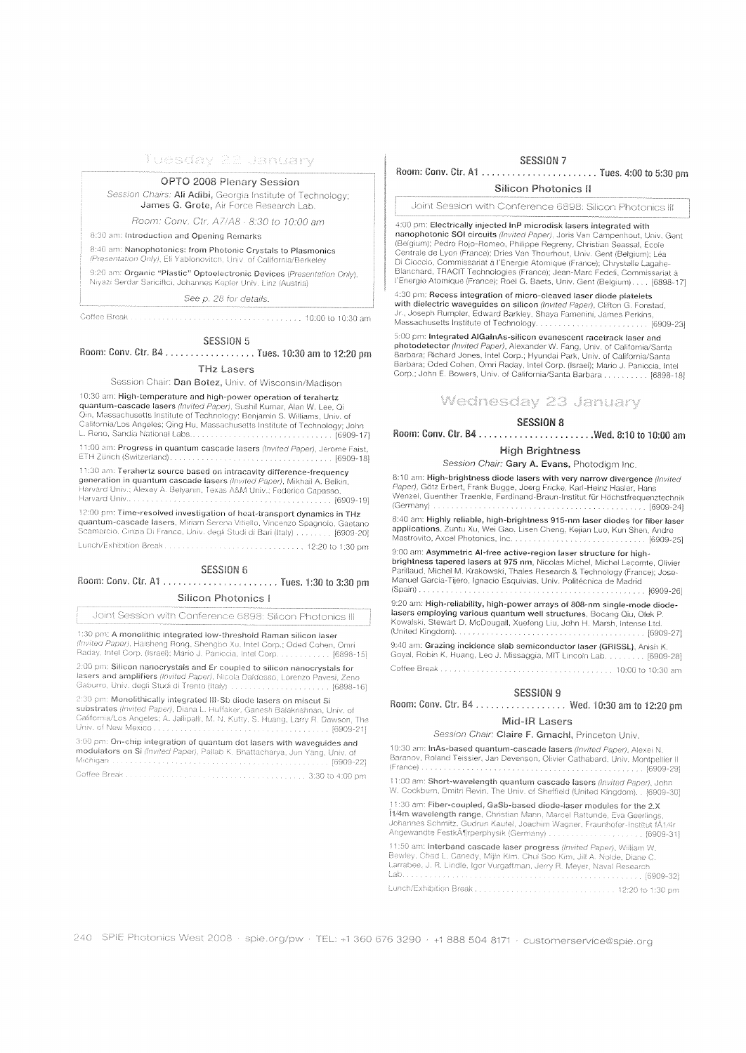## Tuesday 22 January

### OPTO 2008 Plenary Session

*Session Chairs:* **Ali Adibi**, Georgia Institute of Technology; **James G. Grote**, Air Force Research Lab.

*Room: Conv. Ctr. A7/A8 · 8:30 to 10:00 am*

8:30 am: **Introduction and Opening Remarks**

8:40 am: **Nanophotonics: from Photonic Crystals to Plasmonics** *(Presentation Only)*, Eli Yablonovitch, Univ. of California/Berkeley

9:20 am: **Organic "Plastic" Optoelectronic Devices** *(Presentation Only)*, Niyazi Serdar Sariciftci, Johannes Kepler Univ. Linz (Austria)

*See p. 28 for details.*

Coffee Break . . . . . . . . . . . . . . . . . . . . . . . . . . . . . . . . . . . . 10:00 to 10:30 am

### SESSION 5

**Room: Conv. Ctr. B4 . . . . . . . . . . . . . . . . . . Tues. 10:30 am to 12:20 pm**

#### THz Lasers

Session Chair: **Dan Botez**, Univ. of Wisconsin/Madison

10:30 am: **High-temperature and high-power operation of terahertz quantum-cascade lasers** *(Invited Paper)*, Sushil Kumar, Alan W. Lee, Qi Qin, Massachusetts Institute of Technology; Benjamin S. Williams, Univ. of California/Los Angeles; Qing Hu, Massachusetts Institute of Technology; John L. Reno, Sandia National Labs. . . . . . . . . . . . . . . . . . . . . . . . . . . . . [6909-17]

11:00 am: **Progress in quantum cascade lasers** *(Invited Paper)*, Jerome Faist, ETH Zürich (Switzerland). . . . . . . . . . . . . . . . . . . . . . . . . . . . . . . . . [6909-18]

11:30 am: **Terahertz source based on intracavity difference-frequency generation in quantum cascade lasers** *(Invited Paper)*, Mikhail A. Belkin, Harvard Univ.; Alexey A. Belyanin, Texas A&M Univ.; Federico Capasso, Harvard Univ.. . . . . . . . . . . . . . . . . . . . . . . . . . . . . . . . . . . . . . . . . [6909-19]

12:00 pm: **Time-resolved investigation of heat-transport dynamics in THz quantum-cascade lasers**, Miriam Serena Vitiello, Vincenzo Spagnolo, Gaetano Scamarcio, Cinzia Di Franco, Univ. degli Studi di Bari (Italy) . . . . . . . . [6909-20]

Lunch/Exhibition Break . . . . . . . . . . . . . . . . . . . . . . . . . . . . . 12:20 to 1:30 pm

### SESSION 6

**Room: Conv. Ctr. A1 . . . . . . . . . . . . . . . . . . . . . . Tues. 1:30 to 3:30 pm**

#### Silicon Photonics I

Joint Session with Conference 6898: Silicon Photonics III

1:30 pm: **A monolithic integrated low-threshold Raman silicon laser** *(Invited Paper)*, Haisheng Rong, Shengbo Xu, Intel Corp.; Oded Cohen, Omri Raday, Intel Corp. (Israel); Mario J. Paniccia, Intel Corp. . . . . . . . . . . . [6898-15]

2:00 pm: **Silicon nanocrystals and Er coupled to silicon nanocrystals for lasers and amplifiers** *(Invited Paper)*, Nicola Daldosso, Lorenzo Pavesi, Zeno Gaburro, Univ. degli Studi di Trento (Italy) . . . . . . . . . . . . . . . . . . . . . . [6898-16]

2:30 pm: **Monolithically integrated III-Sb diode lasers on miscut Si substrates** *(Invited Paper)*, Diana L. Huffaker, Ganesh Balakrishnan, Univ. of California/Los Angeles; A. Jallipalli, M. N. Kutty, S. Huang, Larry R. Dawson, The Univ. of New Mexico . . . . . . . . . . . . . . . . . . . . . . . . . . . . . . . . . . . . . [6909-21]

3:00 pm: **On-chip integration of quantum dot lasers with waveguides and modulators on Si** *(Invited Paper)*, Pallab K. Bhattacharya, Jun Yang, Univ. of Michigan . . . . . . . . . . . . . . . . . . . . . . . . . . . . . . . . . . . . . . . . . . . [6909-22]

Coffee Break . . . . . . . . . . . . . . . . . . . . . . . . . . . . . . . . . . . . . . . 3:30 to 4:00 pm

### SESSION 7

**Room: Conv. Ctr. A1 . . . . . . . . . . . . . . . . . . . . . . Tues. 4:00 to 5:30 pm**

#### Silicon Photonics II

Joint Session with Conference 6898: Silicon Photonics III

4:00 pm: **Electrically injected InP microdisk lasers integrated with nanophotonic SOI circuits** *(Invited Paper)*, Joris Van Campenhout, Univ. Gent (Belgium); Pedro Rojo-Romeo, Philippe Regreny, Christian Seassal, Ecole Centrale de Lyon (France); Dries Van Thourhout, Univ. Gent (Belgium); Léa Di Cioccio, Commissariat à l'Energie Atomique (France); Chrystelle Lagahe-Blanchard, TRACIT Technologies (France); Jean-Marc Fedeli, Commissariat à l'Energie Atomique (France); Roel G. Baets, Univ. Gent (Belgium). . . . [6898-17]

4:30 pm: **Recess integration of micro-cleaved laser diode platelets with dielectric waveguides on silicon** *(Invited Paper)*, Clifton G. Fonstad, Jr., Joseph Rumpler, Edward Barkley, Shaya Famenini, James Perkins, Massachusetts Institute of Technology. . . . . . . . . . . . . . . . . . . . . . . . . [6909-23]

5:00 pm: **Integrated AlGaInAs-silicon evanescent racetrack laser and photodetector** *(Invited Paper)*, Alexander W. Fang, Univ. of California/Santa Barbara; Richard Jones, Intel Corp.; Hyundai Park, Univ. of California/Santa Barbara; Oded Cohen, Omri Raday, Intel Corp. (Israel); Mario J. Paniccia, Intel Corp.; John E. Bowers, Univ. of California/Santa Barbara . . . . . . . . . . [6898-18]

## Wednesday 23 January

### SESSION 8

**Room: Conv. Ctr. B4 . . . . . . . . . . . . . . . . . . . . . .Wed. 8:10 to 10:00 am**

#### High Brightness

*Session Chair:* **Gary A. Evans**, Photodigm Inc.

8:10 am: **High-brightness diode lasers with very narrow divergence** *(Invited Paper)*, Götz Erbert, Frank Bugge, Joerg Fricke, Karl-Heinz Hasler, Hans Wenzel, Guenther Traenkle, Ferdinand-Braun-Institut für Höchstfrequenztechnik (Germany) . . . . . . . . . . . . . . . . . . . . . . . . . . . . . . . . . . . . . . . . . . . . . [6909-24]

8:40 am: **Highly reliable, high-brightness 915-nm laser diodes for fiber laser applications**, Zuntu Xu, Wei Gao, Lisen Cheng, Kejian Luo, Kun Shen, Andre Mastrovito, Axcel Photonics, Inc. . . . . . . . . . . . . . . . . . . . . . . . . . . . . [6909-25]

9:00 am: **Asymmetric Al-free active-region laser structure for high-brightness tapered lasers at 975 nm**, Nicolas Michel, Michel Lecomte, Olivier Parillaud, Michel M. Krakowski, Thales Research & Technology (France); Jose-Manuel Garcia-Tijero, Ignacio Esquivias, Univ. Politécnica de Madrid (Spain) . . . . . . . . . . . . . . . . . . . . . . . . . . . . . . . . . . . . . . . . . . . . . . . . [6909-26]

9:20 am: **High-reliability, high-power arrays of 808-nm single-mode diode-lasers employing various quantum well structures**, Bocang Qiu, Olek P. Kowalski, Stewart D. McDougall, Xuefeng Liu, John H. Marsh, Intense Ltd. (United Kingdom). . . . . . . . . . . . . . . . . . . . . . . . . . . . . . . . . . . . . . . . . . [6909-27]

9:40 am: **Grazing incidence slab semiconductor laser (GRISSL)**, Anish K. Goyal, Robin K. Huang, Leo J. Missaggia, MIT Lincoln Lab. . . . . . . . . [6909-28]

Coffee Break . . . . . . . . . . . . . . . . . . . . . . . . . . . . . . . . . . . . . 10:00 to 10:30 am

### SESSION 9

**Room: Conv. Ctr. B4 . . . . . . . . . . . . . . . . . . Wed. 10:30 am to 12:20 pm**

#### Mid-IR Lasers

*Session Chair:* **Claire F. Gmachl**, Princeton Univ.

10:30 am: **InAs-based quantum-cascade lasers** *(Invited Paper)*, Alexei N. Baranov, Roland Teissier, Jan Devenson, Olivier Cathabard, Univ. Montpellier II (France) . . . . . . . . . . . . . . . . . . . . . . . . . . . . . . . . . . . . . . . . . . . . . . . [6909-29]

11:00 am: **Short-wavelength quantum cascade lasers** *(Invited Paper)*, John W. Cockburn, Dmitri Revin, The Univ. of Sheffield (United Kingdom). . [6909-30]

11:30 am: **Fiber-coupled, GaSb-based diode-laser modules for the 2.X Ì¼m wavelength range**, Christian Mann, Marcel Rattunde, Eva Geerlings, Johannes Schmitz, Gudrun Kaufel, Joachim Wagner, Fraunhofer-Institut fÃ¼r Angewandte FestkÃ¶rperphysik (Germany) . . . . . . . . . . . . . . . . . . . . . [6909-31]

11:50 am: **Interband cascade laser progress** *(Invited Paper)*, William W. Bewley, Chad L. Canedy, Mijin Kim, Chul Soo Kim, Jill A. Nolde, Diane C. Larrabee, J. R. Lindle, Igor Vurgaftman, Jerry R. Meyer, Naval Research Lab. . . . . . . . . . . . . . . . . . . . . . . . . . . . . . . . . . . . . . . . . . . . . . . . . [6909-32]

Lunch/Exhibition Break . . . . . . . . . . . . . . . . . . . . . . . . . . . . . 12:20 to 1:30 pm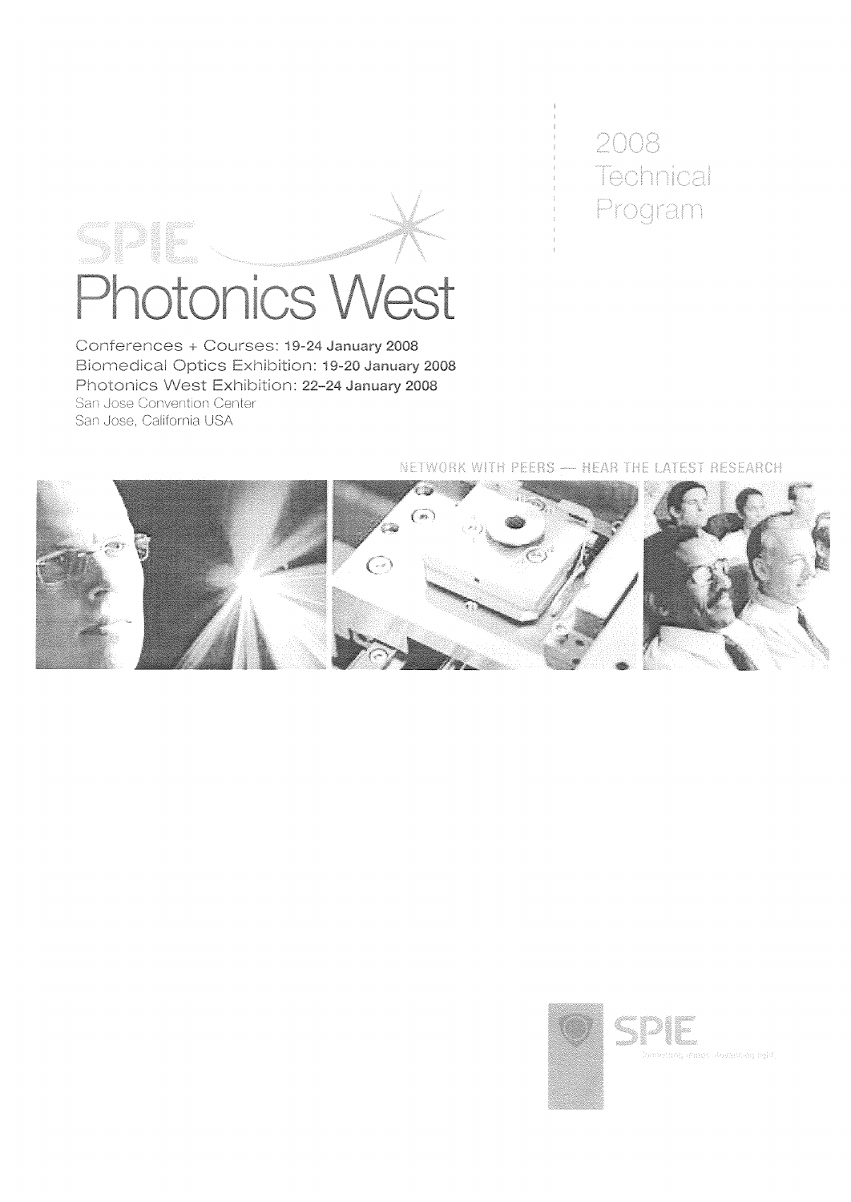# SPIE Photonics West

2008 Technical Program

Conferences + Courses: **19-24 January 2008**

Biomedical Optics Exhibition: **19-20 January 2008**

Photonics West Exhibition: **22–24 January 2008**

San Jose Convention Center

San Jose, California USA

NETWORK WITH PEERS — HEAR THE LATEST RESEARCH

SPIE

Connecting minds. Advancing light.